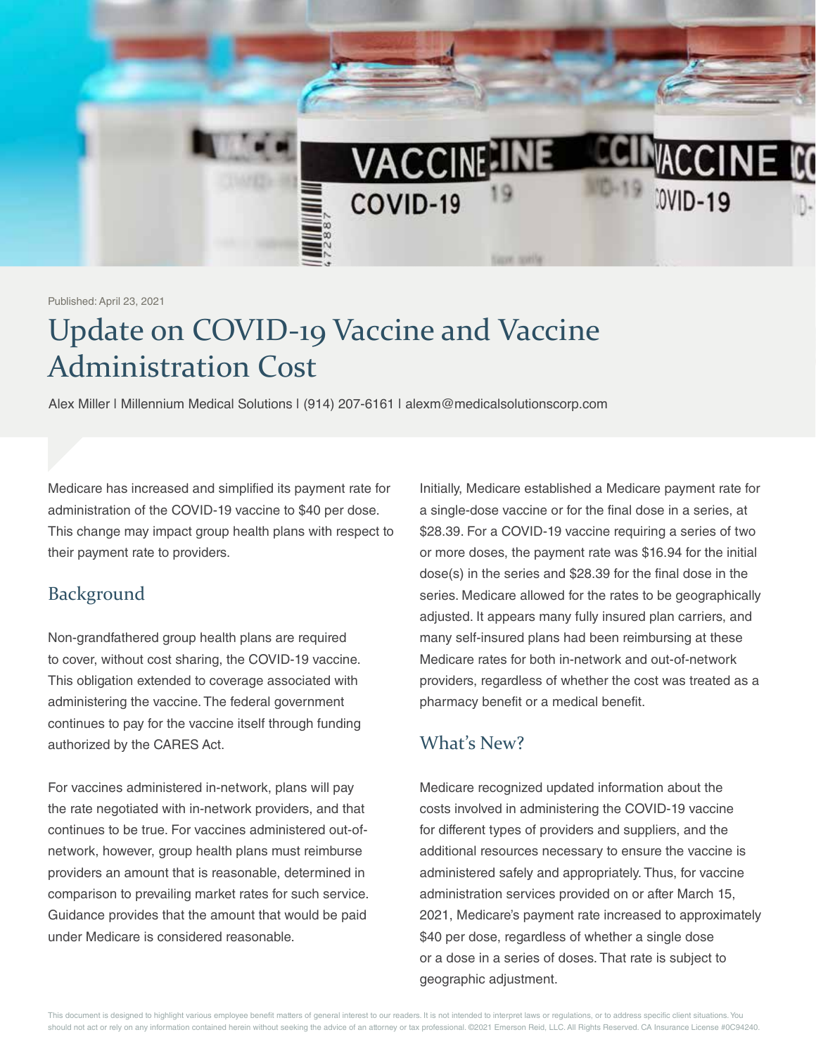Published: April 23, 2021

# Update on COVID-19 Vaccine and Vaccine Administration Cost

Alex Miller | Millennium Medical Solutions | (914) 207-6161 | alexm@medicalsolutionscorp.com

Medicare has increased and simplified its payment rate for administration of the COVID-19 vaccine to $40 per dose. This change may impact group health plans with respect to their payment rate to providers.

## Background

Non-grandfathered group health plans are required to cover, without cost sharing, the COVID-19 vaccine. This obligation extended to coverage associated with administering the vaccine. The federal government continues to pay for the vaccine itself through funding authorized by the CARES Act.

For vaccines administered in-network, plans will pay the rate negotiated with in-network providers, and that continues to be true. For vaccines administered out-of-network, however, group health plans must reimburse providers an amount that is reasonable, determined in comparison to prevailing market rates for such service. Guidance provides that the amount that would be paid under Medicare is considered reasonable.

Initially, Medicare established a Medicare payment rate for a single-dose vaccine or for the final dose in a series, at $28.39. For a COVID-19 vaccine requiring a series of two or more doses, the payment rate was $16.94 for the initial dose(s) in the series and $28.39 for the final dose in the series. Medicare allowed for the rates to be geographically adjusted. It appears many fully insured plan carriers, and many self-insured plans had been reimbursing at these Medicare rates for both in-network and out-of-network providers, regardless of whether the cost was treated as a pharmacy benefit or a medical benefit.

## What's New?

Medicare recognized updated information about the costs involved in administering the COVID-19 vaccine for different types of providers and suppliers, and the additional resources necessary to ensure the vaccine is administered safely and appropriately. Thus, for vaccine administration services provided on or after March 15, 2021, Medicare's payment rate increased to approximately $40 per dose, regardless of whether a single dose or a dose in a series of doses. That rate is subject to geographic adjustment.

This document is designed to highlight various employee benefit matters of general interest to our readers. It is not intended to interpret laws or regulations, or to address specific client situations. You should not act or rely on any information contained herein without seeking the advice of an attorney or tax professional. ©2021 Emerson Reid, LLC. All Rights Reserved. CA Insurance License #0C94240.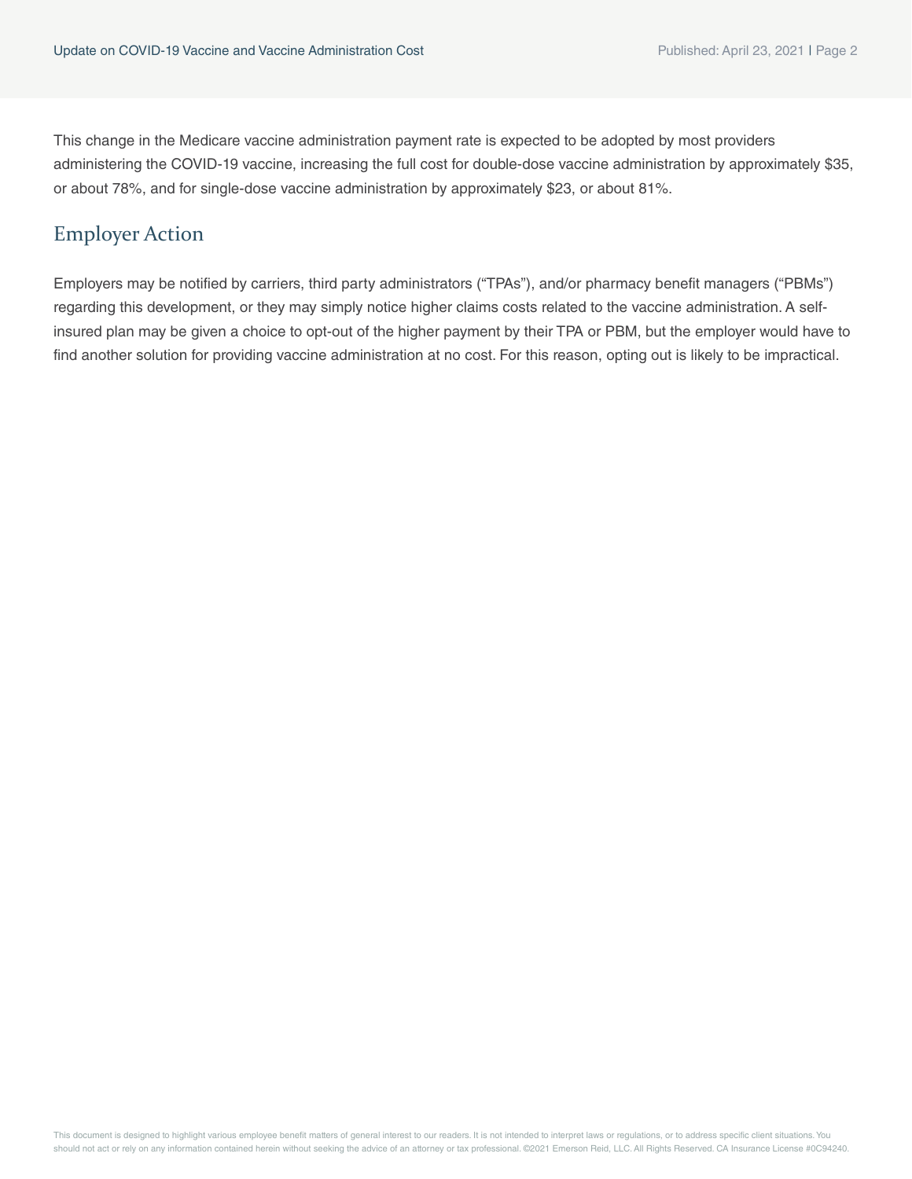This change in the Medicare vaccine administration payment rate is expected to be adopted by most providers administering the COVID-19 vaccine, increasing the full cost for double-dose vaccine administration by approximately $35, or about 78%, and for single-dose vaccine administration by approximately $23, or about 81%.

## Employer Action

Employers may be notified by carriers, third party administrators ("TPAs"), and/or pharmacy benefit managers ("PBMs") regarding this development, or they may simply notice higher claims costs related to the vaccine administration. A self-insured plan may be given a choice to opt-out of the higher payment by their TPA or PBM, but the employer would have to find another solution for providing vaccine administration at no cost. For this reason, opting out is likely to be impractical.

This document is designed to highlight various employee benefit matters of general interest to our readers. It is not intended to interpret laws or regulations, or to address specific client situations. You should not act or rely on any information contained herein without seeking the advice of an attorney or tax professional. ©2021 Emerson Reid, LLC. All Rights Reserved. CA Insurance License #0C94240.